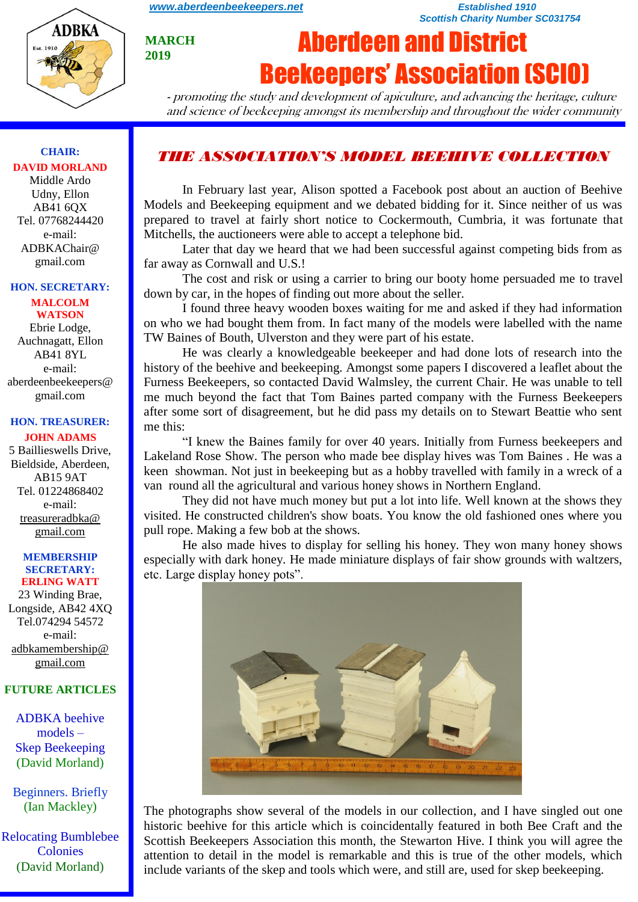www.aberdeenbeekeepers.net

*Established 1910*
*Scottish Charity Number SC031754*

**MARCH 2019**

# Aberdeen and District Beekeepers' Association (SCIO)

*- promoting the study and development of apiculture, and advancing the heritage, culture and science of beekeeping amongst its membership and throughout the wider community*

## THE ASSOCIATION'S MODEL BEEHIVE COLLECTION

In February last year, Alison spotted a Facebook post about an auction of Beehive Models and Beekeeping equipment and we debated bidding for it. Since neither of us was prepared to travel at fairly short notice to Cockermouth, Cumbria, it was fortunate that Mitchells, the auctioneers were able to accept a telephone bid.

Later that day we heard that we had been successful against competing bids from as far away as Cornwall and U.S.!

The cost and risk or using a carrier to bring our booty home persuaded me to travel down by car, in the hopes of finding out more about the seller.

I found three heavy wooden boxes waiting for me and asked if they had information on who we had bought them from. In fact many of the models were labelled with the name TW Baines of Bouth, Ulverston and they were part of his estate.

He was clearly a knowledgeable beekeeper and had done lots of research into the history of the beehive and beekeeping. Amongst some papers I discovered a leaflet about the Furness Beekeepers, so contacted David Walmsley, the current Chair. He was unable to tell me much beyond the fact that Tom Baines parted company with the Furness Beekeepers after some sort of disagreement, but he did pass my details on to Stewart Beattie who sent me this:

"I knew the Baines family for over 40 years. Initially from Furness beekeepers and Lakeland Rose Show. The person who made bee display hives was Tom Baines . He was a keen showman. Not just in beekeeping but as a hobby travelled with family in a wreck of a van round all the agricultural and various honey shows in Northern England.

They did not have much money but put a lot into life. Well known at the shows they visited. He constructed children's show boats. You know the old fashioned ones where you pull rope. Making a few bob at the shows.

He also made hives to display for selling his honey. They won many honey shows especially with dark honey. He made miniature displays of fair show grounds with waltzers, etc. Large display honey pots".

The photographs show several of the models in our collection, and I have singled out one historic beehive for this article which is coincidentally featured in both Bee Craft and the Scottish Beekeepers Association this month, the Stewarton Hive. I think you will agree the attention to detail in the model is remarkable and this is true of the other models, which include variants of the skep and tools which were, and still are, used for skep beekeeping.

---

**CHAIR:**
**DAVID MORLAND**
Middle Ardo
Udny, Ellon
AB41 6QX
Tel. 07768244420
e-mail:
ADBKAChair@gmail.com

**HON. SECRETARY:**
**MALCOLM WATSON**
Ebrie Lodge,
Auchnagatt, Ellon
AB41 8YL
e-mail:
aberdeenbeekeepers@gmail.com

**HON. TREASURER:**
**JOHN ADAMS**
5 Baillieswells Drive,
Bieldside, Aberdeen,
AB15 9AT
Tel. 01224868402
e-mail:
treasureradbka@gmail.com

**MEMBERSHIP SECRETARY:**
**ERLING WATT**
23 Winding Brae,
Longside, AB42 4XQ
Tel.074294 54572
e-mail:
adbkamembership@gmail.com

**FUTURE ARTICLES**

ADBKA beehive models – Skep Beekeeping (David Morland)

Beginners. Briefly (Ian Mackley)

Relocating Bumblebee Colonies (David Morland)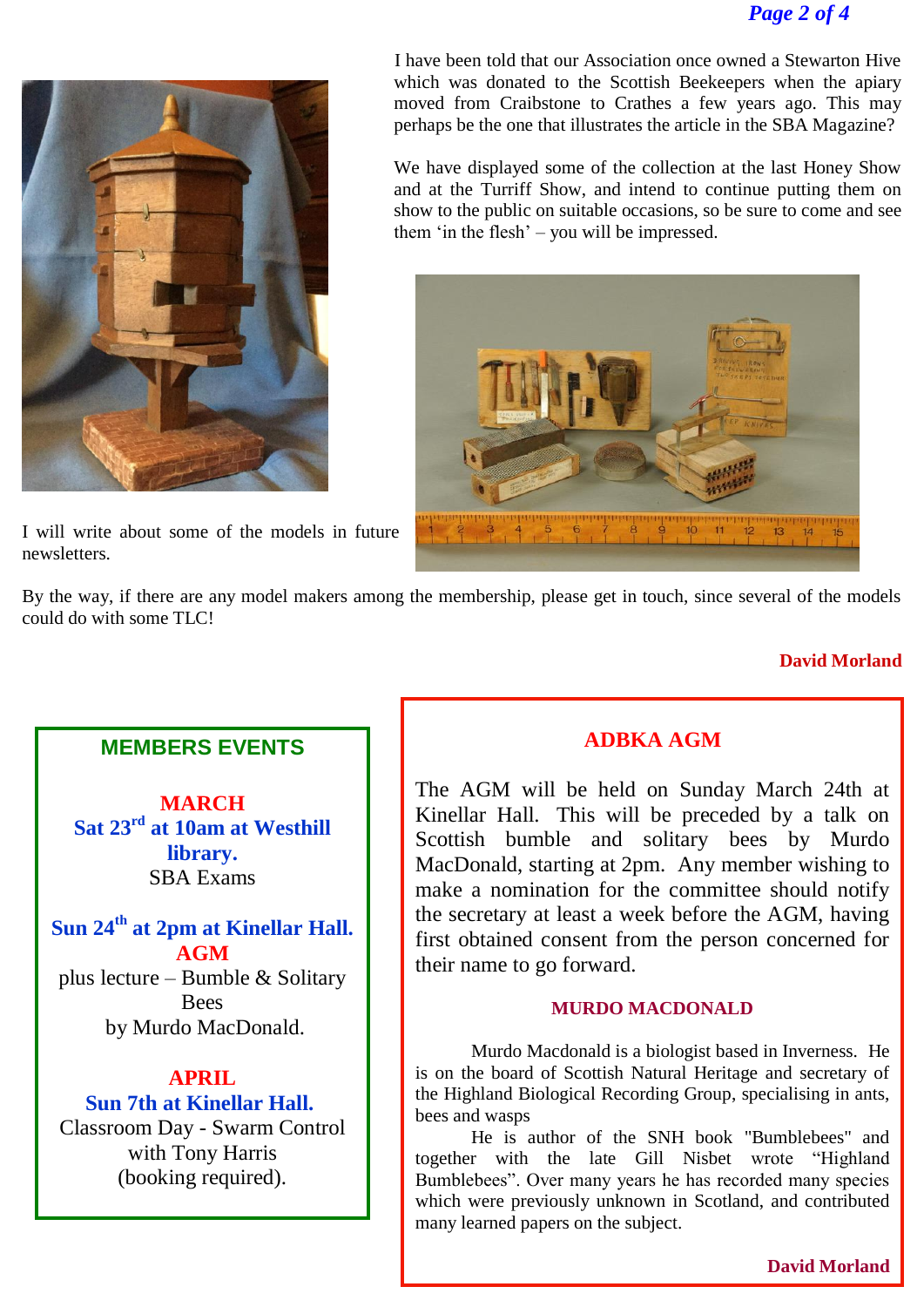I have been told that our Association once owned a Stewarton Hive which was donated to the Scottish Beekeepers when the apiary moved from Craibstone to Crathes a few years ago. This may perhaps be the one that illustrates the article in the SBA Magazine?

We have displayed some of the collection at the last Honey Show and at the Turriff Show, and intend to continue putting them on show to the public on suitable occasions, so be sure to come and see them 'in the flesh' – you will be impressed.

I will write about some of the models in future newsletters.

By the way, if there are any model makers among the membership, please get in touch, since several of the models could do with some TLC!

**David Morland**

## MEMBERS EVENTS

**MARCH**
**Sat 23rd at 10am at Westhill library.**
SBA Exams

**Sun 24th at 2pm at Kinellar Hall.**
**AGM**
plus lecture – Bumble & Solitary Bees
by Murdo MacDonald.

**APRIL**
**Sun 7th at Kinellar Hall.**
Classroom Day - Swarm Control with Tony Harris
(booking required).

## ADBKA AGM

The AGM will be held on Sunday March 24th at Kinellar Hall. This will be preceded by a talk on Scottish bumble and solitary bees by Murdo MacDonald, starting at 2pm. Any member wishing to make a nomination for the committee should notify the secretary at least a week before the AGM, having first obtained consent from the person concerned for their name to go forward.

### MURDO MACDONALD

Murdo Macdonald is a biologist based in Inverness. He is on the board of Scottish Natural Heritage and secretary of the Highland Biological Recording Group, specialising in ants, bees and wasps

He is author of the SNH book "Bumblebees" and together with the late Gill Nisbet wrote "Highland Bumblebees". Over many years he has recorded many species which were previously unknown in Scotland, and contributed many learned papers on the subject.

**David Morland**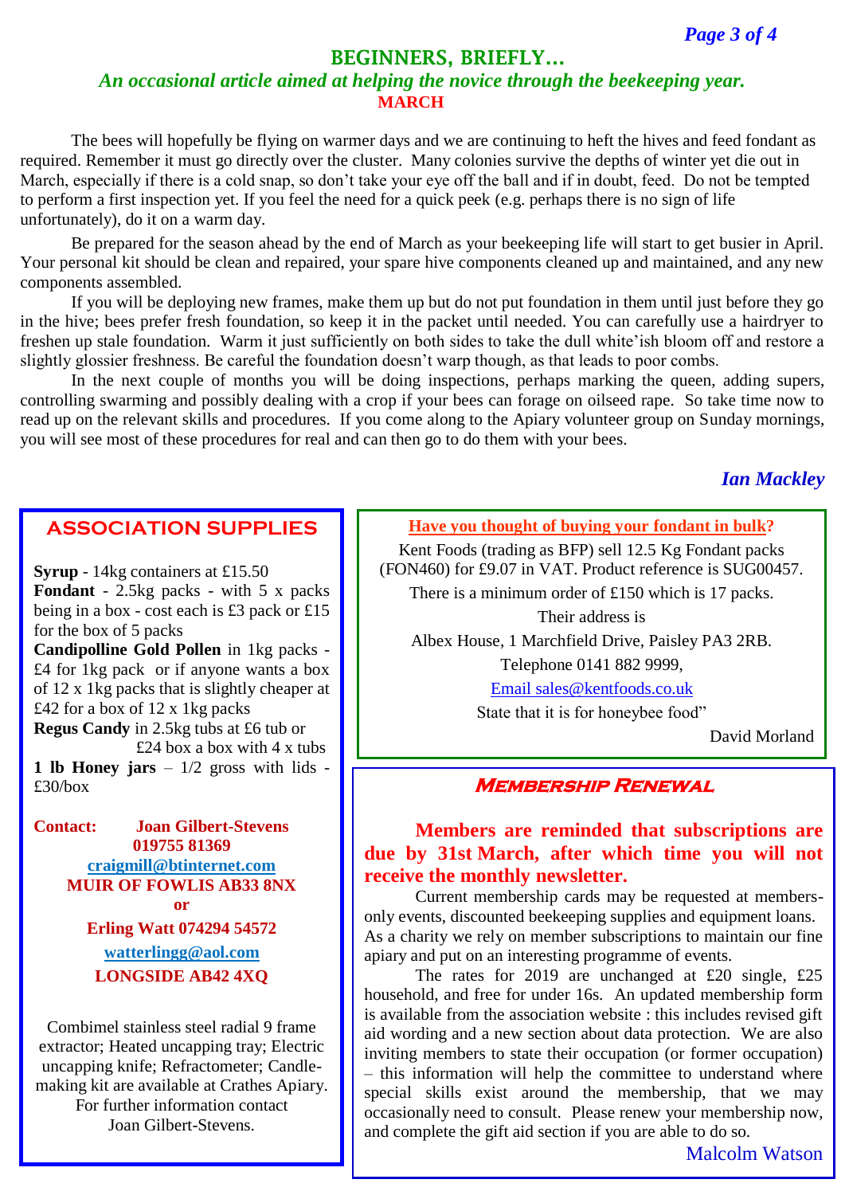## BEGINNERS, BRIEFLY…

*An occasional article aimed at helping the novice through the beekeeping year.*

**MARCH**

The bees will hopefully be flying on warmer days and we are continuing to heft the hives and feed fondant as required. Remember it must go directly over the cluster. Many colonies survive the depths of winter yet die out in March, especially if there is a cold snap, so don't take your eye off the ball and if in doubt, feed. Do not be tempted to perform a first inspection yet. If you feel the need for a quick peek (e.g. perhaps there is no sign of life unfortunately), do it on a warm day.

Be prepared for the season ahead by the end of March as your beekeeping life will start to get busier in April. Your personal kit should be clean and repaired, your spare hive components cleaned up and maintained, and any new components assembled.

If you will be deploying new frames, make them up but do not put foundation in them until just before they go in the hive; bees prefer fresh foundation, so keep it in the packet until needed. You can carefully use a hairdryer to freshen up stale foundation. Warm it just sufficiently on both sides to take the dull white'ish bloom off and restore a slightly glossier freshness. Be careful the foundation doesn't warp though, as that leads to poor combs.

In the next couple of months you will be doing inspections, perhaps marking the queen, adding supers, controlling swarming and possibly dealing with a crop if your bees can forage on oilseed rape. So take time now to read up on the relevant skills and procedures. If you come along to the Apiary volunteer group on Sunday mornings, you will see most of these procedures for real and can then go to do them with your bees.

***Ian Mackley***

## ASSOCIATION SUPPLIES

**Syrup** - 14kg containers at £15.50

**Fondant** - 2.5kg packs - with 5 x packs being in a box - cost each is £3 pack or £15 for the box of 5 packs

**Candipolline Gold Pollen** in 1kg packs - £4 for 1kg pack or if anyone wants a box of 12 x 1kg packs that is slightly cheaper at £42 for a box of 12 x 1kg packs

**Regus Candy** in 2.5kg tubs at £6 tub or £24 box a box with 4 x tubs

**1 lb Honey jars** – 1/2 gross with lids - £30/box

**Contact: Joan Gilbert-Stevens**
**019755 81369**
**craigmill@btinternet.com**
**MUIR OF FOWLIS AB33 8NX**
**or**
**Erling Watt 074294 54572**
**watterlingg@aol.com**
**LONGSIDE AB42 4XQ**

Combimel stainless steel radial 9 frame extractor; Heated uncapping tray; Electric uncapping knife; Refractometer; Candle-making kit are available at Crathes Apiary. For further information contact Joan Gilbert-Stevens.

**Have you thought of buying your fondant in bulk?**

Kent Foods (trading as BFP) sell 12.5 Kg Fondant packs (FON460) for £9.07 in VAT. Product reference is SUG00457.

There is a minimum order of £150 which is 17 packs.

Their address is

Albex House, 1 Marchfield Drive, Paisley PA3 2RB.

Telephone 0141 882 9999,

Email sales@kentfoods.co.uk

State that it is for honeybee food"

David Morland

## Membership Renewal

**Members are reminded that subscriptions are due by 31st March, after which time you will not receive the monthly newsletter.**

Current membership cards may be requested at members-only events, discounted beekeeping supplies and equipment loans. As a charity we rely on member subscriptions to maintain our fine apiary and put on an interesting programme of events.

The rates for 2019 are unchanged at £20 single, £25 household, and free for under 16s. An updated membership form is available from the association website : this includes revised gift aid wording and a new section about data protection. We are also inviting members to state their occupation (or former occupation) – this information will help the committee to understand where special skills exist around the membership, that we may occasionally need to consult. Please renew your membership now, and complete the gift aid section if you are able to do so.

Malcolm Watson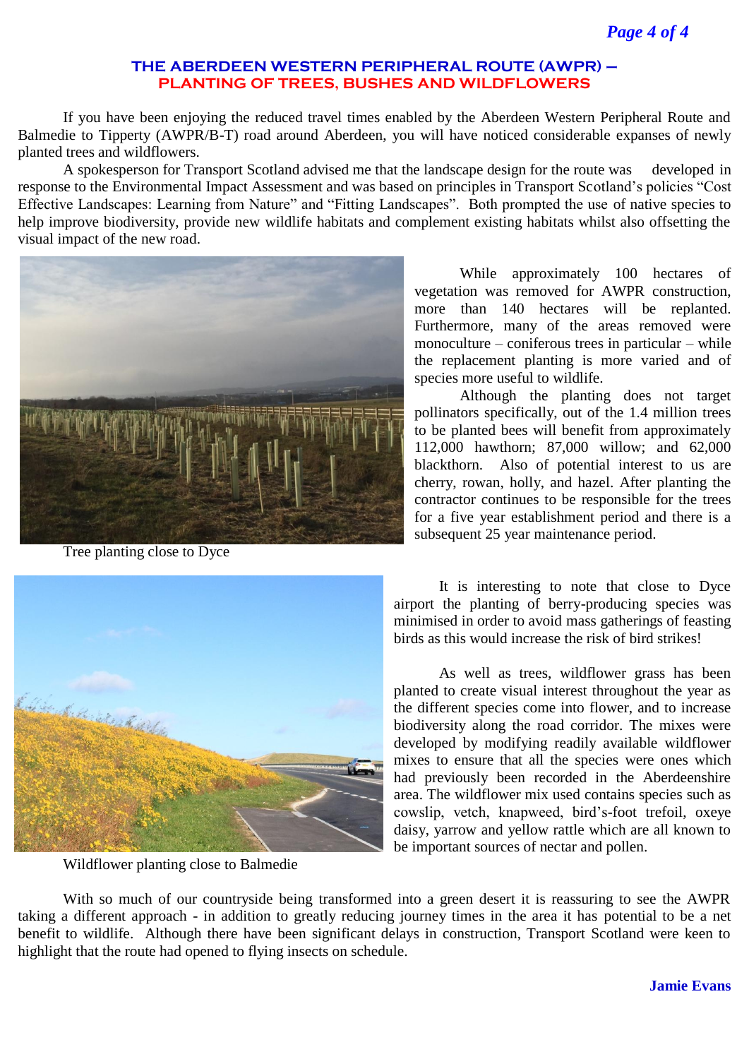# THE ABERDEEN WESTERN PERIPHERAL ROUTE (AWPR) – PLANTING OF TREES, BUSHES AND WILDFLOWERS

If you have been enjoying the reduced travel times enabled by the Aberdeen Western Peripheral Route and Balmedie to Tipperty (AWPR/B-T) road around Aberdeen, you will have noticed considerable expanses of newly planted trees and wildflowers.

A spokesperson for Transport Scotland advised me that the landscape design for the route was developed in response to the Environmental Impact Assessment and was based on principles in Transport Scotland's policies "Cost Effective Landscapes: Learning from Nature" and "Fitting Landscapes". Both prompted the use of native species to help improve biodiversity, provide new wildlife habitats and complement existing habitats whilst also offsetting the visual impact of the new road.

Tree planting close to Dyce

While approximately 100 hectares of vegetation was removed for AWPR construction, more than 140 hectares will be replanted. Furthermore, many of the areas removed were monoculture – coniferous trees in particular – while the replacement planting is more varied and of species more useful to wildlife.

Although the planting does not target pollinators specifically, out of the 1.4 million trees to be planted bees will benefit from approximately 112,000 hawthorn; 87,000 willow; and 62,000 blackthorn. Also of potential interest to us are cherry, rowan, holly, and hazel. After planting the contractor continues to be responsible for the trees for a five year establishment period and there is a subsequent 25 year maintenance period.

It is interesting to note that close to Dyce airport the planting of berry-producing species was minimised in order to avoid mass gatherings of feasting birds as this would increase the risk of bird strikes!

As well as trees, wildflower grass has been planted to create visual interest throughout the year as the different species come into flower, and to increase biodiversity along the road corridor. The mixes were developed by modifying readily available wildflower mixes to ensure that all the species were ones which had previously been recorded in the Aberdeenshire area. The wildflower mix used contains species such as cowslip, vetch, knapweed, bird's-foot trefoil, oxeye daisy, yarrow and yellow rattle which are all known to be important sources of nectar and pollen.

Wildflower planting close to Balmedie

With so much of our countryside being transformed into a green desert it is reassuring to see the AWPR taking a different approach - in addition to greatly reducing journey times in the area it has potential to be a net benefit to wildlife. Although there have been significant delays in construction, Transport Scotland were keen to highlight that the route had opened to flying insects on schedule.

**Jamie Evans**